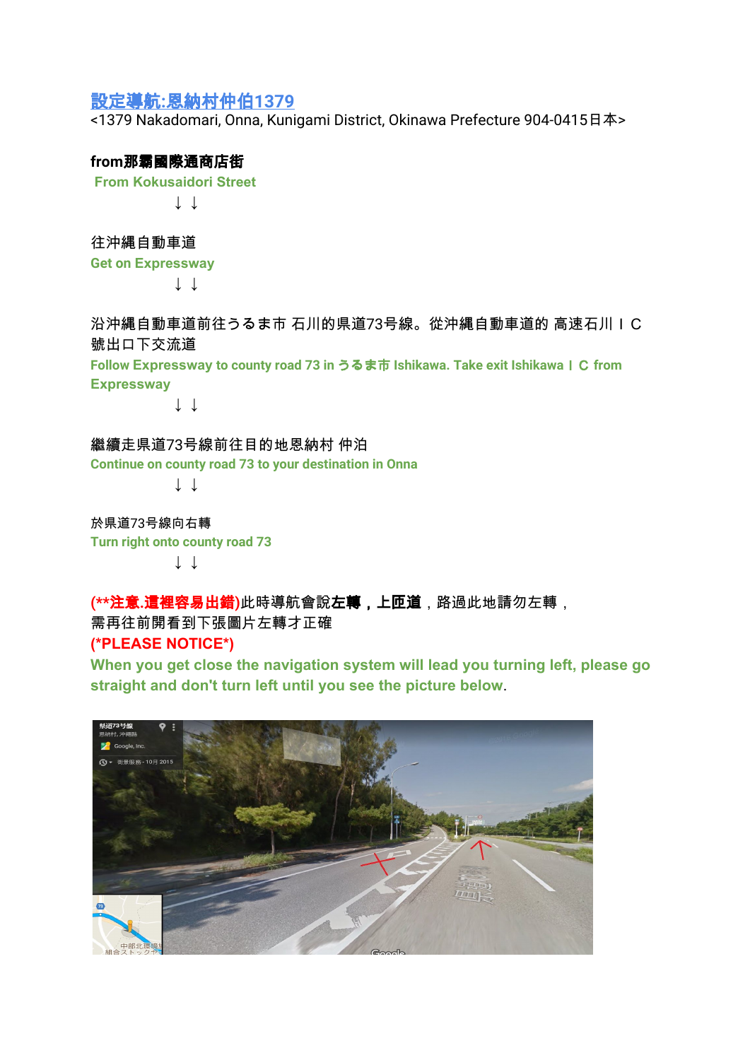[設定導航:恩納村仲伯1379](#)
<1379 Nakadomari, Onna, Kunigami District, Okinawa Prefecture 904-0415日本>

**from那霸國際通商店街**
**From Kokusaidori Street**

↓↓

往沖縄自動車道
**Get on Expressway**

↓↓

沿沖縄自動車道前往うるま市 石川的県道73号線。從沖縄自動車道的 高速石川ＩＣ號出口下交流道
**Follow Expressway to county road 73 in うるま市 Ishikawa. Take exit Ishikawa ＩＣ from Expressway**

↓↓

繼續走県道73号線前往目的地恩納村 仲泊
**Continue on county road 73 to your destination in Onna**

↓↓

於県道73号線向右轉
**Turn right onto county road 73**

↓↓

**(**注意.這裡容易出錯)**此時導航會說**左轉，上匝道**，路過此地請勿左轉，需再往前開看到下張圖片左轉才正確
**(*PLEASE NOTICE*)**
**When you get close the navigation system will lead you turning left, please go straight and don't turn left until you see the picture below**.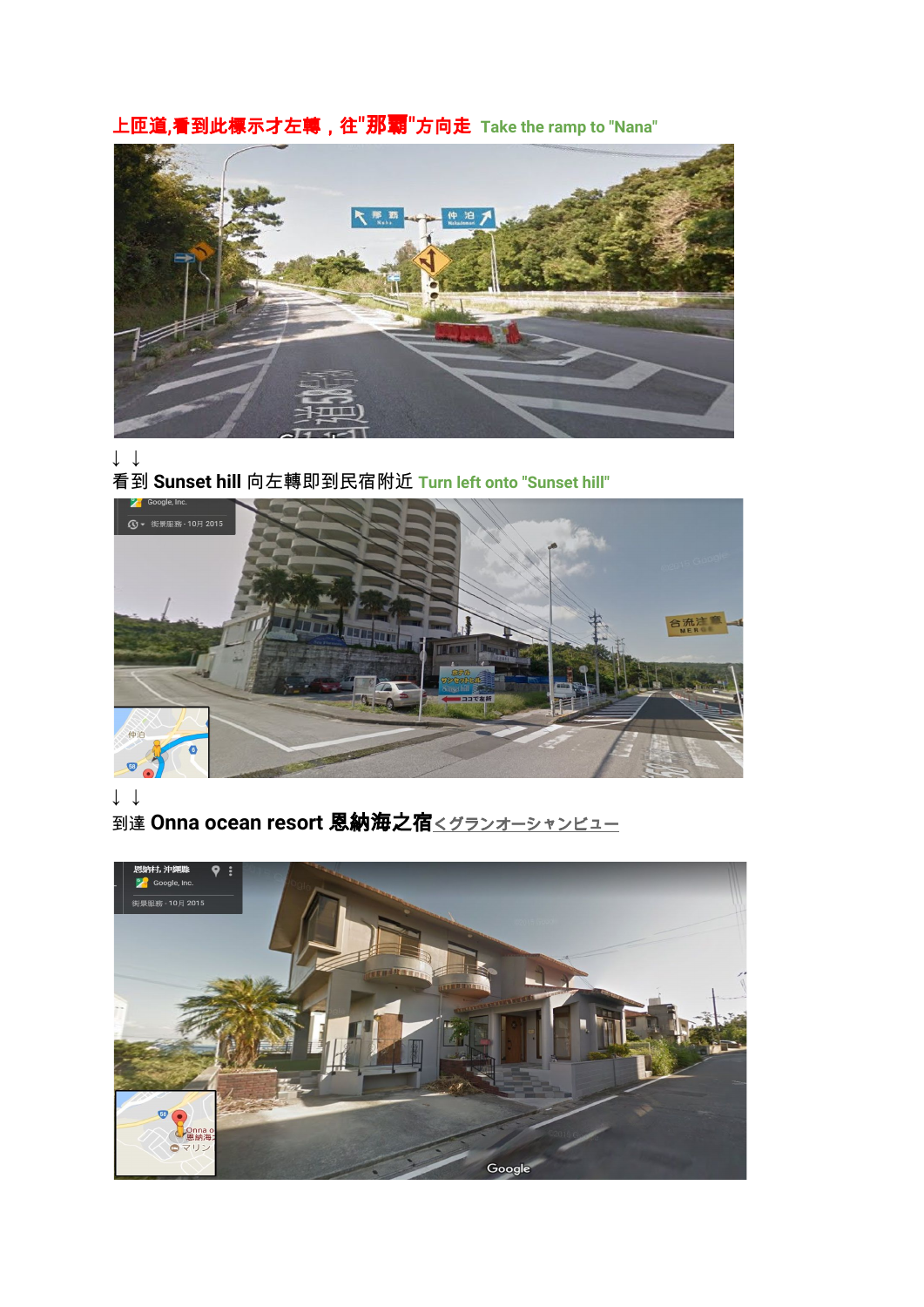上匝道,看到此標示才左轉，往"那覇"方向走 Take the ramp to "Nana"

↓ ↓

看到 **Sunset hill** 向左轉即到民宿附近 Turn left onto "Sunset hill"

↓ ↓

到達 **Onna ocean resort 恩納海之宿**<グランオーシャンビュー